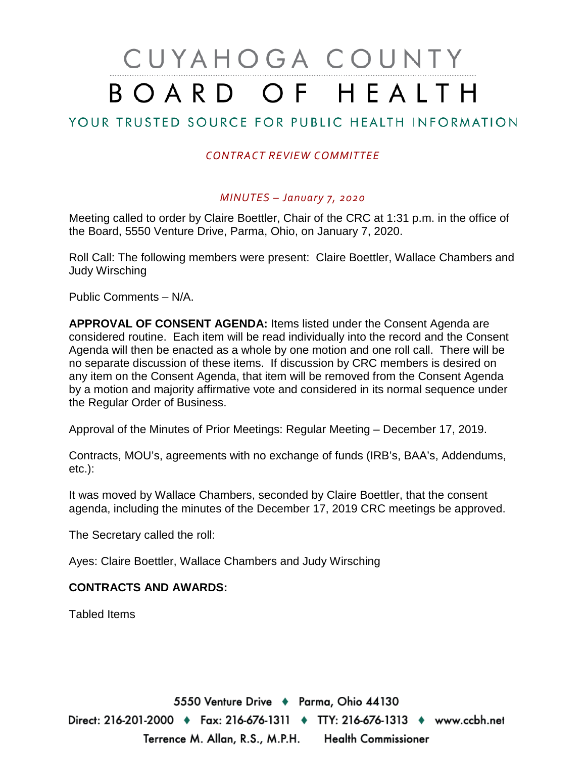# CUYAHOGA COUNTY BOARD OF HEALTH

## YOUR TRUSTED SOURCE FOR PUBLIC HEALTH INFORMATION

*CONTRACT REVIEW COMMITTEE*

*MINUTES – January 7, 2020*

Meeting called to order by Claire Boettler, Chair of the CRC at 1:31 p.m. in the office of the Board, 5550 Venture Drive, Parma, Ohio, on January 7, 2020.

Roll Call: The following members were present: Claire Boettler, Wallace Chambers and Judy Wirsching

Public Comments – N/A.

**APPROVAL OF CONSENT AGENDA:** Items listed under the Consent Agenda are considered routine. Each item will be read individually into the record and the Consent Agenda will then be enacted as a whole by one motion and one roll call. There will be no separate discussion of these items. If discussion by CRC members is desired on any item on the Consent Agenda, that item will be removed from the Consent Agenda by a motion and majority affirmative vote and considered in its normal sequence under the Regular Order of Business.

Approval of the Minutes of Prior Meetings: Regular Meeting – December 17, 2019.

Contracts, MOU's, agreements with no exchange of funds (IRB's, BAA's, Addendums, etc.):

It was moved by Wallace Chambers, seconded by Claire Boettler, that the consent agenda, including the minutes of the December 17, 2019 CRC meetings be approved.

The Secretary called the roll:

Ayes: Claire Boettler, Wallace Chambers and Judy Wirsching

**CONTRACTS AND AWARDS:**

Tabled Items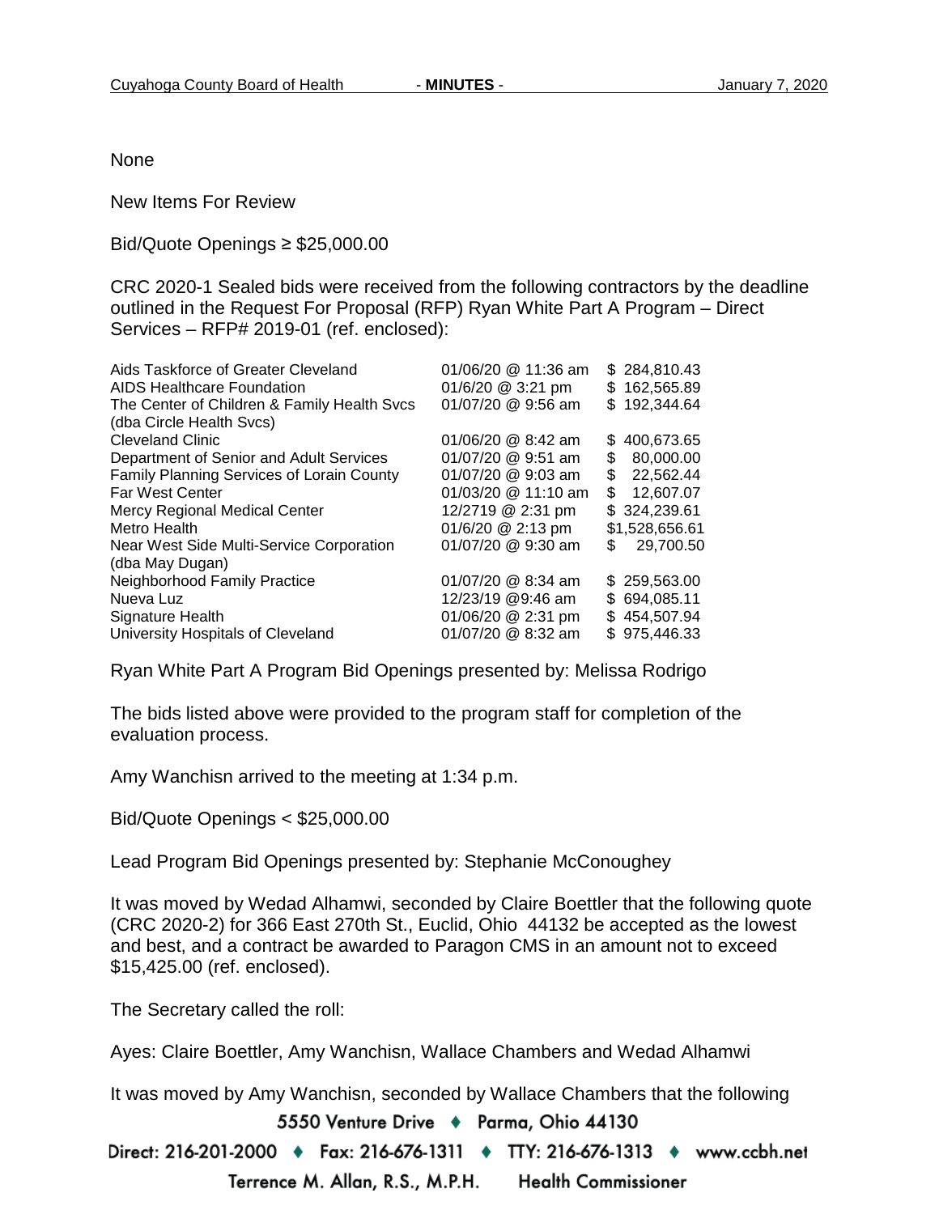None

New Items For Review

Bid/Quote Openings ≥ $25,000.00

CRC 2020-1 Sealed bids were received from the following contractors by the deadline outlined in the Request For Proposal (RFP) Ryan White Part A Program – Direct Services – RFP# 2019-01 (ref. enclosed):

| | | |
|---|---|---|
| Aids Taskforce of Greater Cleveland | 01/06/20 @ 11:36 am | $ 284,810.43 |
| AIDS Healthcare Foundation | 01/6/20 @ 3:21 pm | $ 162,565.89 |
| The Center of Children & Family Health Svcs (dba Circle Health Svcs) | 01/07/20 @ 9:56 am | $ 192,344.64 |
| Cleveland Clinic | 01/06/20 @ 8:42 am | $ 400,673.65 |
| Department of Senior and Adult Services | 01/07/20 @ 9:51 am | $ 80,000.00 |
| Family Planning Services of Lorain County | 01/07/20 @ 9:03 am | $ 22,562.44 |
| Far West Center | 01/03/20 @ 11:10 am | $ 12,607.07 |
| Mercy Regional Medical Center | 12/2719 @ 2:31 pm | $ 324,239.61 |
| Metro Health | 01/6/20 @ 2:13 pm | $1,528,656.61 |
| Near West Side Multi-Service Corporation (dba May Dugan) | 01/07/20 @ 9:30 am | $ 29,700.50 |
| Neighborhood Family Practice | 01/07/20 @ 8:34 am | $ 259,563.00 |
| Nueva Luz | 12/23/19 @9:46 am | $ 694,085.11 |
| Signature Health | 01/06/20 @ 2:31 pm | $ 454,507.94 |
| University Hospitals of Cleveland | 01/07/20 @ 8:32 am | $ 975,446.33 |

Ryan White Part A Program Bid Openings presented by: Melissa Rodrigo

The bids listed above were provided to the program staff for completion of the evaluation process.

Amy Wanchisn arrived to the meeting at 1:34 p.m.

Bid/Quote Openings < $25,000.00

Lead Program Bid Openings presented by: Stephanie McConoughey

It was moved by Wedad Alhamwi, seconded by Claire Boettler that the following quote (CRC 2020-2) for 366 East 270th St., Euclid, Ohio 44132 be accepted as the lowest and best, and a contract be awarded to Paragon CMS in an amount not to exceed $15,425.00 (ref. enclosed).

The Secretary called the roll:

Ayes: Claire Boettler, Amy Wanchisn, Wallace Chambers and Wedad Alhamwi

It was moved by Amy Wanchisn, seconded by Wallace Chambers that the following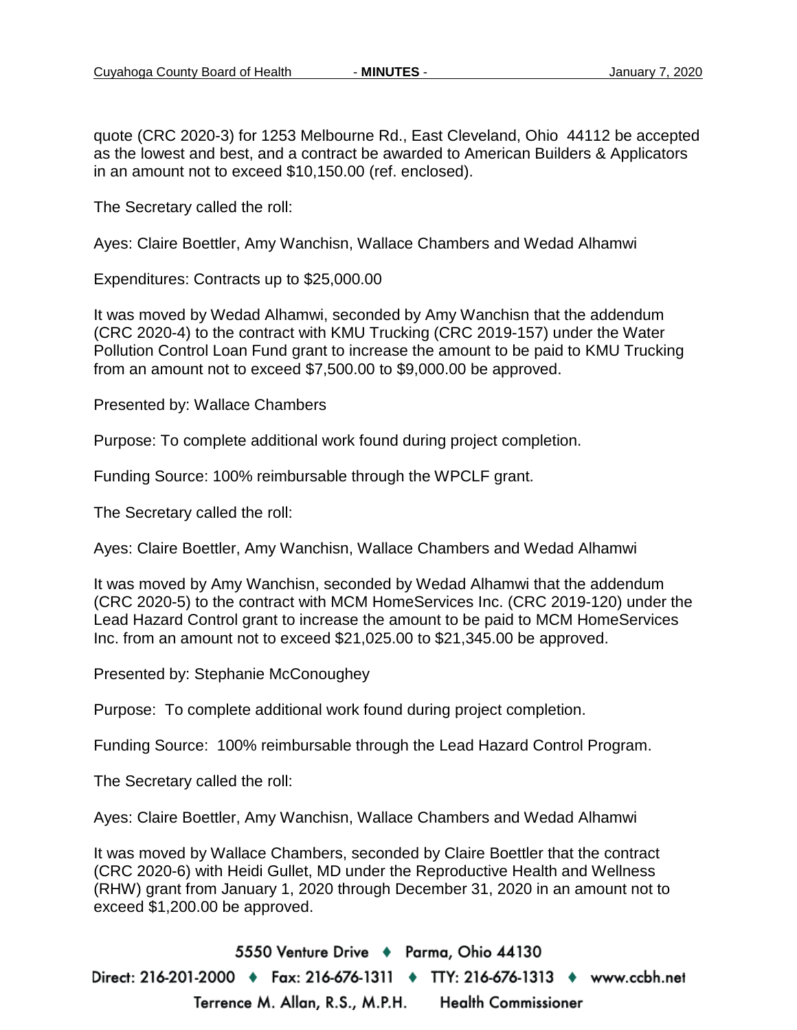quote (CRC 2020-3) for 1253 Melbourne Rd., East Cleveland, Ohio 44112 be accepted as the lowest and best, and a contract be awarded to American Builders & Applicators in an amount not to exceed $10,150.00 (ref. enclosed).

The Secretary called the roll:

Ayes: Claire Boettler, Amy Wanchisn, Wallace Chambers and Wedad Alhamwi

Expenditures: Contracts up to $25,000.00

It was moved by Wedad Alhamwi, seconded by Amy Wanchisn that the addendum (CRC 2020-4) to the contract with KMU Trucking (CRC 2019-157) under the Water Pollution Control Loan Fund grant to increase the amount to be paid to KMU Trucking from an amount not to exceed $7,500.00 to $9,000.00 be approved.

Presented by: Wallace Chambers

Purpose: To complete additional work found during project completion.

Funding Source: 100% reimbursable through the WPCLF grant.

The Secretary called the roll:

Ayes: Claire Boettler, Amy Wanchisn, Wallace Chambers and Wedad Alhamwi

It was moved by Amy Wanchisn, seconded by Wedad Alhamwi that the addendum (CRC 2020-5) to the contract with MCM HomeServices Inc. (CRC 2019-120) under the Lead Hazard Control grant to increase the amount to be paid to MCM HomeServices Inc. from an amount not to exceed $21,025.00 to $21,345.00 be approved.

Presented by: Stephanie McConoughey

Purpose: To complete additional work found during project completion.

Funding Source: 100% reimbursable through the Lead Hazard Control Program.

The Secretary called the roll:

Ayes: Claire Boettler, Amy Wanchisn, Wallace Chambers and Wedad Alhamwi

It was moved by Wallace Chambers, seconded by Claire Boettler that the contract (CRC 2020-6) with Heidi Gullet, MD under the Reproductive Health and Wellness (RHW) grant from January 1, 2020 through December 31, 2020 in an amount not to exceed $1,200.00 be approved.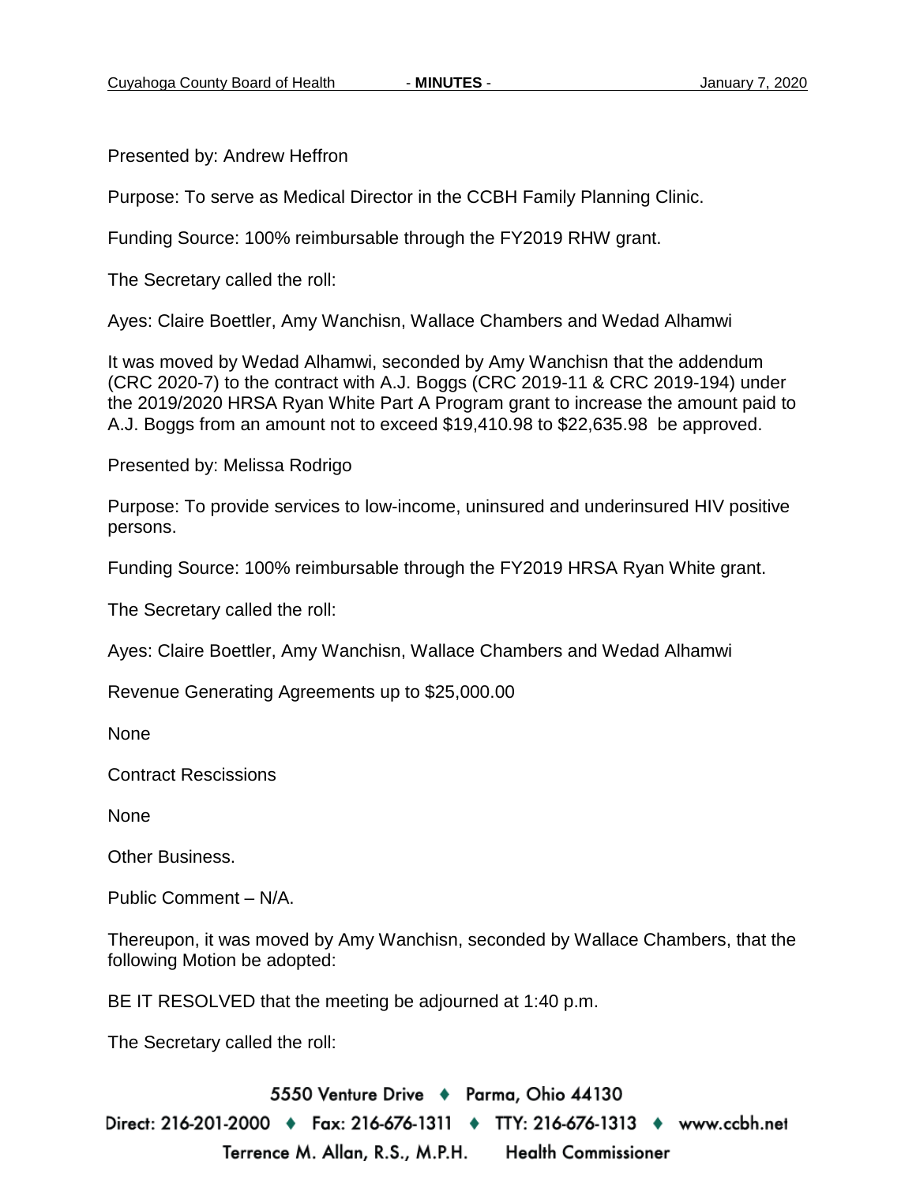Presented by: Andrew Heffron

Purpose: To serve as Medical Director in the CCBH Family Planning Clinic.

Funding Source: 100% reimbursable through the FY2019 RHW grant.

The Secretary called the roll:

Ayes: Claire Boettler, Amy Wanchisn, Wallace Chambers and Wedad Alhamwi

It was moved by Wedad Alhamwi, seconded by Amy Wanchisn that the addendum (CRC 2020-7) to the contract with A.J. Boggs (CRC 2019-11 & CRC 2019-194) under the 2019/2020 HRSA Ryan White Part A Program grant to increase the amount paid to A.J. Boggs from an amount not to exceed $19,410.98 to $22,635.98 be approved.

Presented by: Melissa Rodrigo

Purpose: To provide services to low-income, uninsured and underinsured HIV positive persons.

Funding Source: 100% reimbursable through the FY2019 HRSA Ryan White grant.

The Secretary called the roll:

Ayes: Claire Boettler, Amy Wanchisn, Wallace Chambers and Wedad Alhamwi

Revenue Generating Agreements up to $25,000.00

None

Contract Rescissions

None

Other Business.

Public Comment – N/A.

Thereupon, it was moved by Amy Wanchisn, seconded by Wallace Chambers, that the following Motion be adopted:

BE IT RESOLVED that the meeting be adjourned at 1:40 p.m.

The Secretary called the roll: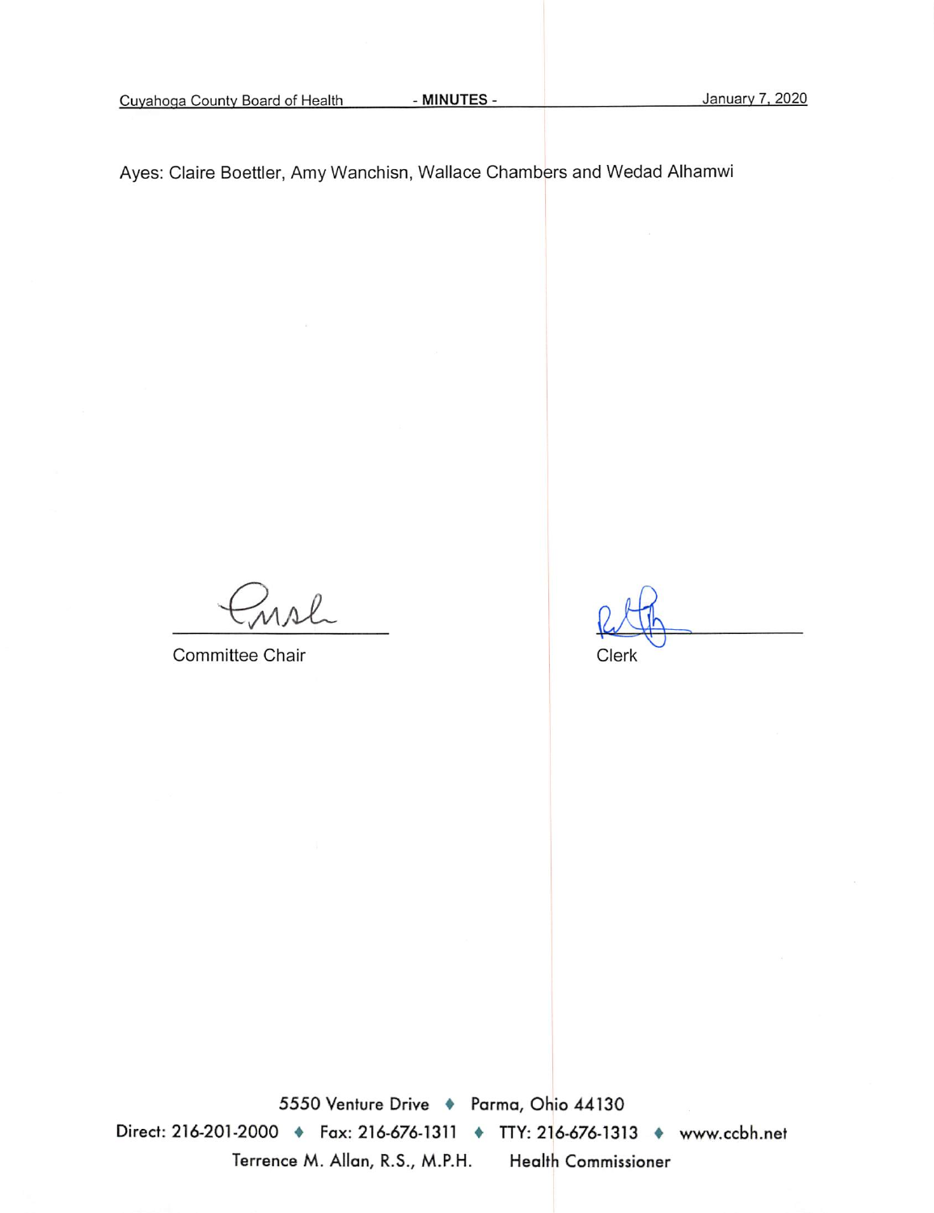Ayes: Claire Boettler, Amy Wanchisn, Wallace Chambers and Wedad Alhamwi

Committee Chair

Clerk

5550 Venture Drive ♦ Parma, Ohio 44130

Direct: 216-201-2000 ♦ Fax: 216-676-1311 ♦ TTY: 216-676-1313 ♦ www.ccbh.net

Terrence M. Allan, R.S., M.P.H. Health Commissioner